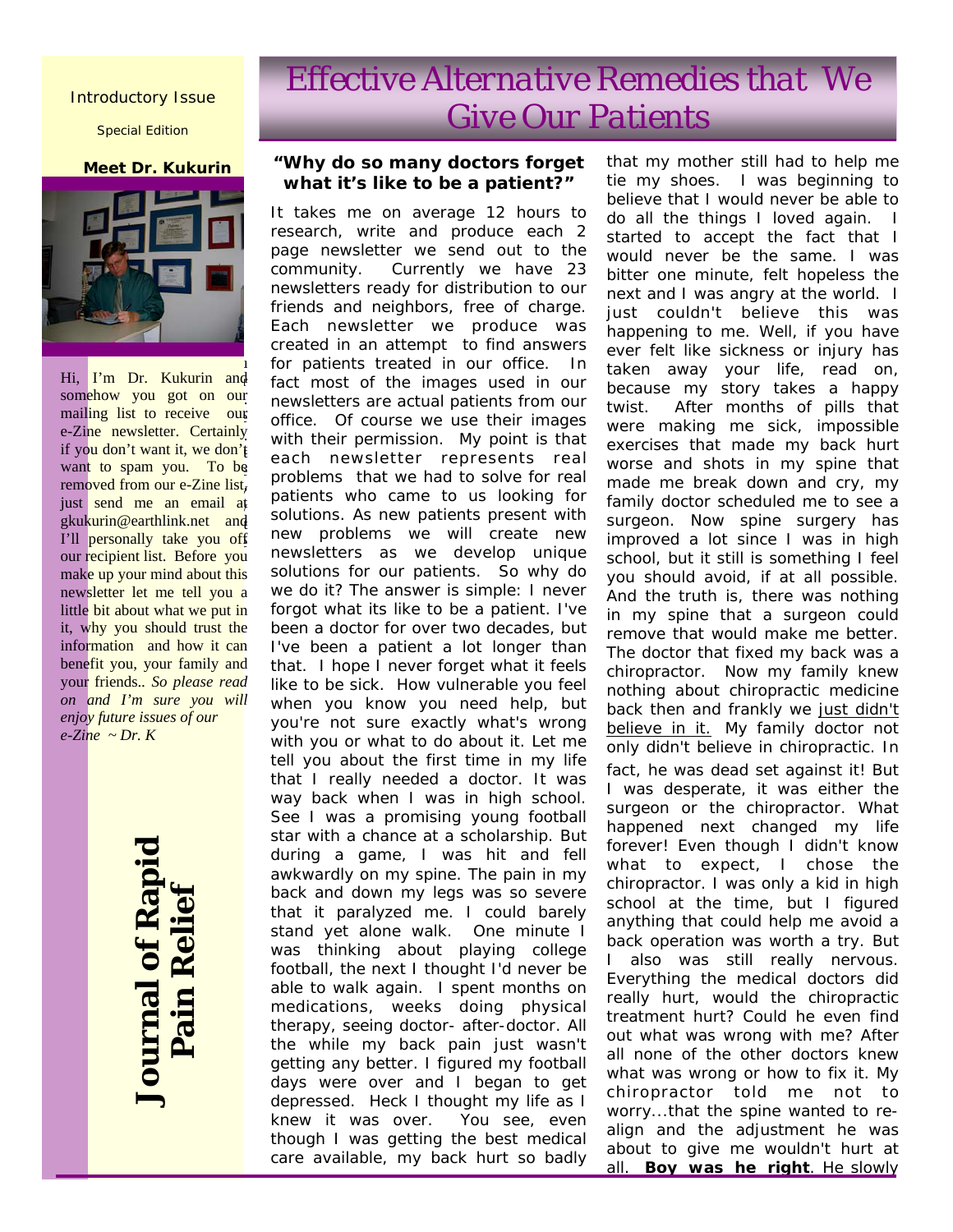Introductory Issue

Special Edition

**Meet Dr. Kukurin**

Hi, I'm Dr. Kukurin and somehow you got on our mailing list to receive our e-Zine newsletter. Certainly if you don't want it, we don't want to spam you. To be removed from our e-Zine list, just send me an email at gkukurin@earthlink.net and I'll personally take you off our recipient list. Before you make up your mind about this newsletter let me tell you a little bit about what we put in it, why you should trust the information and how it can benefit you, your family and your friends.. *So please read on and I'm sure you will enjoy future issues of our e-Zine ~ Dr. K*

**Journal of Rapid Pain Relief**

# Effective Alternative Remedies that We Give Our Patients

### "Why do so many doctors forget what it's like to be a patient?"

It takes me on average 12 hours to research, write and produce each 2 page newsletter we send out to the community. Currently we have 23 newsletters ready for distribution to our friends and neighbors, free of charge. Each newsletter we produce was created in an attempt to find answers for patients treated in our office. In fact most of the images used in our newsletters are actual patients from our office. Of course we use their images with their permission. My point is that each newsletter represents real problems that we had to solve for real patients who came to us looking for solutions. As new patients present with new problems we will create new newsletters as we develop unique solutions for our patients. So why do we do it? The answer is simple: I never forgot what its like to be a patient. I've been a doctor for over two decades, but I've been a patient a lot longer than that. I hope I never forget what it feels like to be sick. How vulnerable you feel when you know you need help, but you're not sure exactly what's wrong with you or what to do about it. Let me tell you about the first time in my life that I really needed a doctor. It was way back when I was in high school. See I was a promising young football star with a chance at a scholarship. But during a game, I was hit and fell awkwardly on my spine. The pain in my back and down my legs was so severe that it paralyzed me. I could barely stand yet alone walk. One minute I was thinking about playing college football, the next I thought I'd never be able to walk again. I spent months on medications, weeks doing physical therapy, seeing doctor- after-doctor. All the while my back pain just wasn't getting any better. I figured my football days were over and I began to get depressed. Heck I thought my life as I knew it was over. You see, even though I was getting the best medical care available, my back hurt so badly that my mother still had to help me tie my shoes. I was beginning to believe that I would never be able to do all the things I loved again. I started to accept the fact that I would never be the same. I was bitter one minute, felt hopeless the next and I was angry at the world. I just couldn't believe this was happening to me. Well, if you have ever felt like sickness or injury has taken away your life, read on, because my story takes a happy twist. After months of pills that were making me sick, impossible exercises that made my back hurt worse and shots in my spine that made me break down and cry, my family doctor scheduled me to see a surgeon. Now spine surgery has improved a lot since I was in high school, but it still is something I feel you should avoid, if at all possible. And the truth is, there was nothing in my spine that a surgeon could remove that would make me better. The doctor that fixed my back was a chiropractor. Now my family knew nothing about chiropractic medicine back then and frankly we just didn't believe in it. My family doctor not only didn't believe in chiropractic. In fact, he was dead set against it! But I was desperate, it was either the surgeon or the chiropractor. What happened next changed my life forever! Even though I didn't know what to expect, I chose the chiropractor. I was only a kid in high school at the time, but I figured anything that could help me avoid a back operation was worth a try. But I also was still really nervous. Everything the medical doctors did really hurt, would the chiropractic treatment hurt? Could he even find out what was wrong with me? After all none of the other doctors knew what was wrong or how to fix it. My chiropractor told me not to worry...that the spine wanted to re-align and the adjustment he was about to give me wouldn't hurt at all. **Boy was he right**. He slowly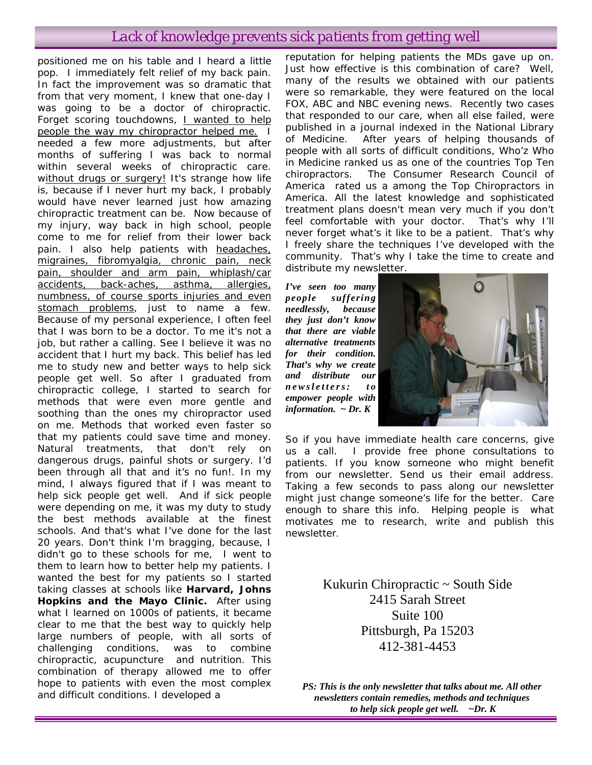# *Lack of knowledge prevents sick patients from getting well*

positioned me on his table and I heard a little pop. I immediately felt relief of my back pain. In fact the improvement was so dramatic that from that very moment, I knew that one-day I was going to be a doctor of chiropractic. Forget scoring touchdowns, I wanted to help people the way my chiropractor helped me. I needed a few more adjustments, but after months of suffering I was back to normal within several weeks of chiropractic care. without drugs or surgery! It's strange how life is, because if I never hurt my back, I probably would have never learned just how amazing chiropractic treatment can be. Now because of my injury, way back in high school, people come to me for relief from their lower back pain. I also help patients with headaches, migraines, fibromyalgia, chronic pain, neck pain, shoulder and arm pain, whiplash/car accidents, back-aches, asthma, allergies, numbness, of course sports injuries and even stomach problems, just to name a few. Because of my personal experience, I often feel that I was born to be a doctor. To me it's not a job, but rather a calling. See I believe it was no accident that I hurt my back. This belief has led me to study new and better ways to help sick people get well. So after I graduated from chiropractic college, I started to search for methods that were even more gentle and soothing than the ones my chiropractor used on me. Methods that worked even faster so that my patients could save time and money. Natural treatments, that don't rely on dangerous drugs, painful shots or surgery. I'd been through all that and it's no fun!. In my mind, I always figured that if I was meant to help sick people get well. And if sick people were depending on me, it was my duty to study the best methods available at the finest schools. And that's what I've done for the last 20 years. Don't think I'm bragging, because, I didn't go to these schools for me, I went to them to learn how to better help my patients. I wanted the best for my patients so I started taking classes at schools like **Harvard, Johns Hopkins and the Mayo Clinic.** After using what I learned on 1000s of patients, it became clear to me that the best way to quickly help large numbers of people, with all sorts of challenging conditions, was to combine chiropractic, acupuncture and nutrition. This combination of therapy allowed me to offer hope to patients with even the most complex and difficult conditions. I developed a reputation for helping patients the MDs gave up on. Just how effective is this combination of care? Well, many of the results we obtained with our patients were so remarkable, they were featured on the local FOX, ABC and NBC evening news. Recently two cases that responded to our care, when all else failed, were published in a journal indexed in the National Library of Medicine. After years of helping thousands of people with all sorts of difficult conditions, Who'z Who in Medicine ranked us as one of the countries Top Ten chiropractors. The Consumer Research Council of America rated us a among the Top Chiropractors in America. All the latest knowledge and sophisticated treatment plans doesn't mean very much if you don't feel comfortable with your doctor. That's why I'll never forget what's it like to be a patient. That's why I freely share the techniques I've developed with the community. That's why I take the time to create and distribute my newsletter.

***I've seen too many people suffering needlessly, because they just don't know that there are viable alternative treatments for their condition. That's why we create and distribute our newsletters: to empower people with information. ~ Dr. K***

So if you have immediate health care concerns, give us a call. I provide free phone consultations to patients. If you know someone who might benefit from our newsletter. Send us their email address. Taking a few seconds to pass along our newsletter might just change someone's life for the better. Care enough to share this info. Helping people is what motivates me to research, write and publish this newsletter.

Kukurin Chiropractic ~ South Side
2415 Sarah Street
Suite 100
Pittsburgh, Pa 15203
412-381-4453

***PS: This is the only newsletter that talks about me. All other newsletters contain remedies, methods and techniques to help sick people get well. ~Dr. K***